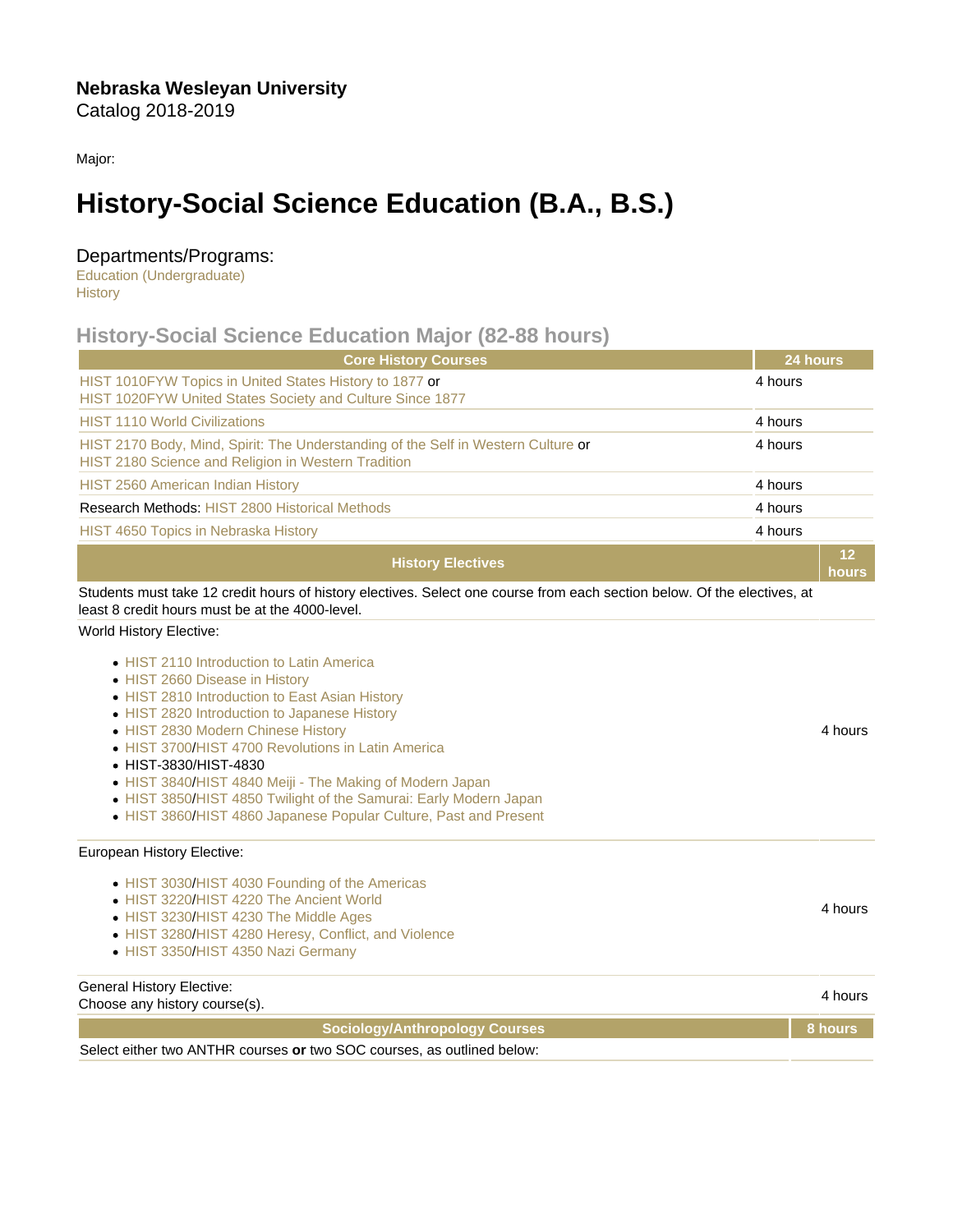**Nebraska Wesleyan University**
Catalog 2018-2019

Major:

# History-Social Science Education (B.A., B.S.)

## Departments/Programs:

Education (Undergraduate)
History

## History-Social Science Education Major (82-88 hours)

| Core History Courses | 24 hours |
|---|---|
| HIST 1010FYW Topics in United States History to 1877 or HIST 1020FYW United States Society and Culture Since 1877 | 4 hours |
| HIST 1110 World Civilizations | 4 hours |
| HIST 2170 Body, Mind, Spirit: The Understanding of the Self in Western Culture or HIST 2180 Science and Religion in Western Tradition | 4 hours |
| HIST 2560 American Indian History | 4 hours |
| Research Methods: HIST 2800 Historical Methods | 4 hours |
| HIST 4650 Topics in Nebraska History | 4 hours |

| History Electives | 12 hours |
|---|---|
| Students must take 12 credit hours of history electives. Select one course from each section below. Of the electives, at least 8 credit hours must be at the 4000-level. | |
| World History Elective:<br>• HIST 2110 Introduction to Latin America<br>• HIST 2660 Disease in History<br>• HIST 2810 Introduction to East Asian History<br>• HIST 2820 Introduction to Japanese History<br>• HIST 2830 Modern Chinese History<br>• HIST 3700/HIST 4700 Revolutions in Latin America<br>• HIST-3830/HIST-4830<br>• HIST 3840/HIST 4840 Meiji - The Making of Modern Japan<br>• HIST 3850/HIST 4850 Twilight of the Samurai: Early Modern Japan<br>• HIST 3860/HIST 4860 Japanese Popular Culture, Past and Present | 4 hours |
| European History Elective:<br>• HIST 3030/HIST 4030 Founding of the Americas<br>• HIST 3220/HIST 4220 The Ancient World<br>• HIST 3230/HIST 4230 The Middle Ages<br>• HIST 3280/HIST 4280 Heresy, Conflict, and Violence<br>• HIST 3350/HIST 4350 Nazi Germany | 4 hours |
| General History Elective:<br>Choose any history course(s). | 4 hours |

| Sociology/Anthropology Courses | 8 hours |
|---|---|
| Select either two ANTHR courses **or** two SOC courses, as outlined below: | |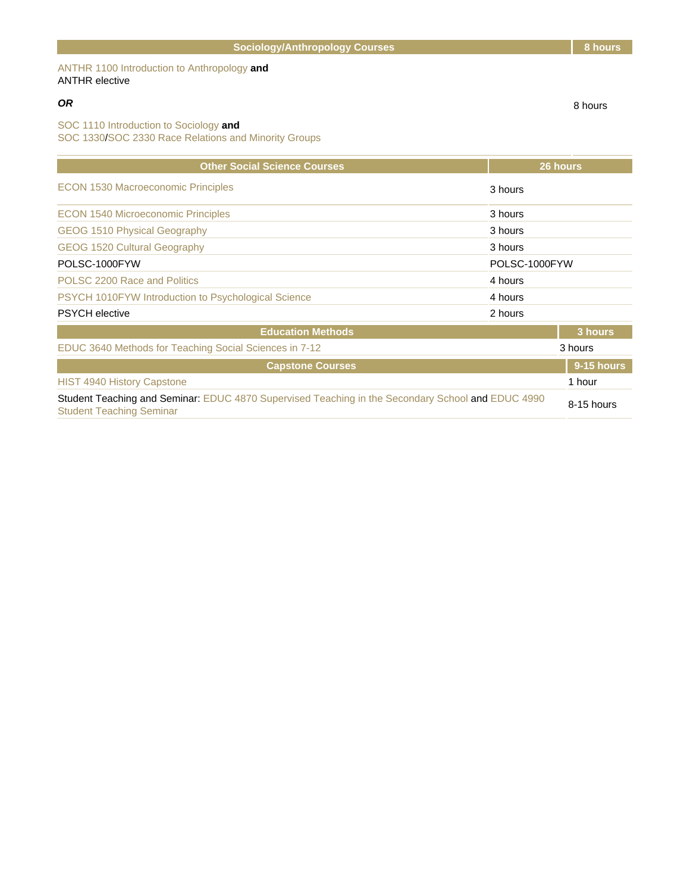| Sociology/Anthropology Courses | 8 hours |
| --- | --- |
| ANTHR 1100 Introduction to Anthropology **and**<br>ANTHR elective<br><br>***OR***<br><br>SOC 1110 Introduction to Sociology **and**<br>SOC 1330/SOC 2330 Race Relations and Minority Groups | 8 hours |

| Other Social Science Courses | 26 hours |
| --- | --- |
| ECON 1530 Macroeconomic Principles | 3 hours |
| ECON 1540 Microeconomic Principles | 3 hours |
| GEOG 1510 Physical Geography | 3 hours |
| GEOG 1520 Cultural Geography | 3 hours |
| POLSC-1000FYW | POLSC-1000FYW |
| POLSC 2200 Race and Politics | 4 hours |
| PSYCH 1010FYW Introduction to Psychological Science | 4 hours |
| PSYCH elective | 2 hours |

| Education Methods | 3 hours |
| --- | --- |
| EDUC 3640 Methods for Teaching Social Sciences in 7-12 | 3 hours |

| Capstone Courses | 9-15 hours |
| --- | --- |
| HIST 4940 History Capstone | 1 hour |
| Student Teaching and Seminar: EDUC 4870 Supervised Teaching in the Secondary School and EDUC 4990 Student Teaching Seminar | 8-15 hours |